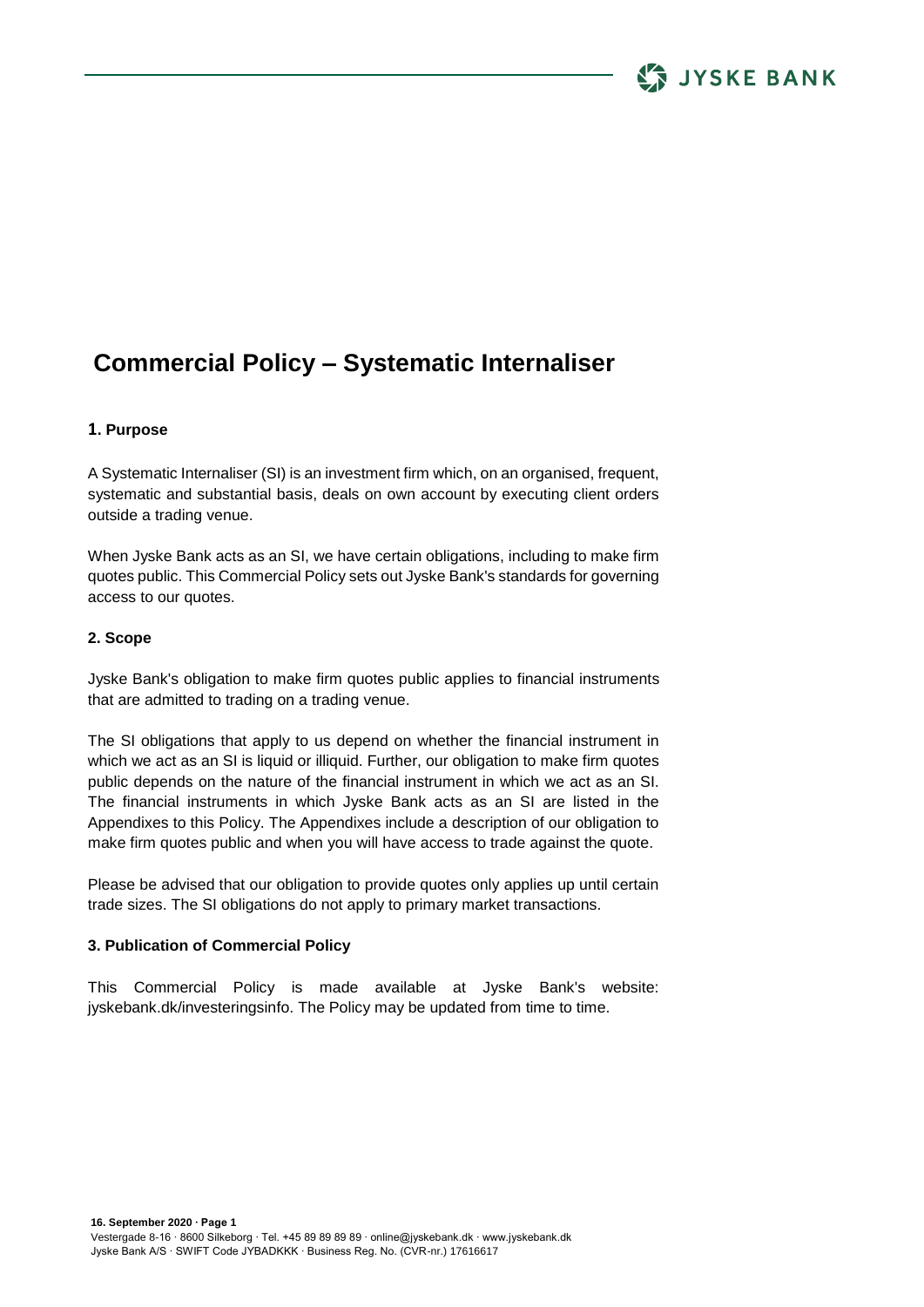# Commercial Policy – Systematic Internaliser

## 1. Purpose

A Systematic Internaliser (SI) is an investment firm which, on an organised, frequent, systematic and substantial basis, deals on own account by executing client orders outside a trading venue.

When Jyske Bank acts as an SI, we have certain obligations, including to make firm quotes public. This Commercial Policy sets out Jyske Bank's standards for governing access to our quotes.

## 2. Scope

Jyske Bank's obligation to make firm quotes public applies to financial instruments that are admitted to trading on a trading venue.

The SI obligations that apply to us depend on whether the financial instrument in which we act as an SI is liquid or illiquid. Further, our obligation to make firm quotes public depends on the nature of the financial instrument in which we act as an SI. The financial instruments in which Jyske Bank acts as an SI are listed in the Appendixes to this Policy. The Appendixes include a description of our obligation to make firm quotes public and when you will have access to trade against the quote.

Please be advised that our obligation to provide quotes only applies up until certain trade sizes. The SI obligations do not apply to primary market transactions.

## 3. Publication of Commercial Policy

This Commercial Policy is made available at Jyske Bank's website: jyskebank.dk/investeringsinfo. The Policy may be updated from time to time.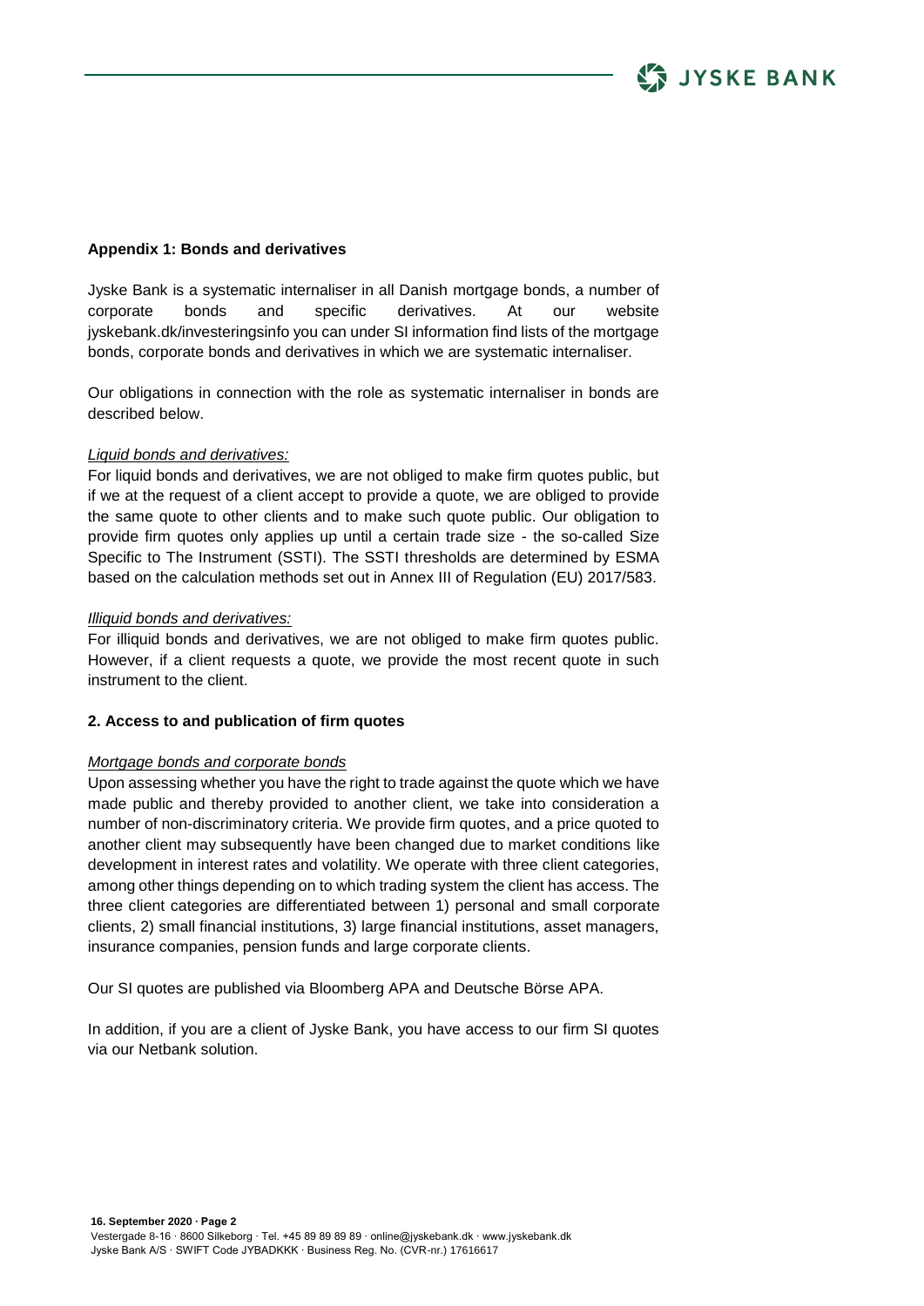**Appendix 1: Bonds and derivatives**

Jyske Bank is a systematic internaliser in all Danish mortgage bonds, a number of corporate bonds and specific derivatives. At our website jyskebank.dk/investeringsinfo you can under SI information find lists of the mortgage bonds, corporate bonds and derivatives in which we are systematic internaliser.

Our obligations in connection with the role as systematic internaliser in bonds are described below.

*Liquid bonds and derivatives:*

For liquid bonds and derivatives, we are not obliged to make firm quotes public, but if we at the request of a client accept to provide a quote, we are obliged to provide the same quote to other clients and to make such quote public. Our obligation to provide firm quotes only applies up until a certain trade size - the so-called Size Specific to The Instrument (SSTI). The SSTI thresholds are determined by ESMA based on the calculation methods set out in Annex III of Regulation (EU) 2017/583.

*Illiquid bonds and derivatives:*

For illiquid bonds and derivatives, we are not obliged to make firm quotes public. However, if a client requests a quote, we provide the most recent quote in such instrument to the client.

## 2. Access to and publication of firm quotes

*Mortgage bonds and corporate bonds*

Upon assessing whether you have the right to trade against the quote which we have made public and thereby provided to another client, we take into consideration a number of non-discriminatory criteria. We provide firm quotes, and a price quoted to another client may subsequently have been changed due to market conditions like development in interest rates and volatility. We operate with three client categories, among other things depending on to which trading system the client has access. The three client categories are differentiated between 1) personal and small corporate clients, 2) small financial institutions, 3) large financial institutions, asset managers, insurance companies, pension funds and large corporate clients.

Our SI quotes are published via Bloomberg APA and Deutsche Börse APA.

In addition, if you are a client of Jyske Bank, you have access to our firm SI quotes via our Netbank solution.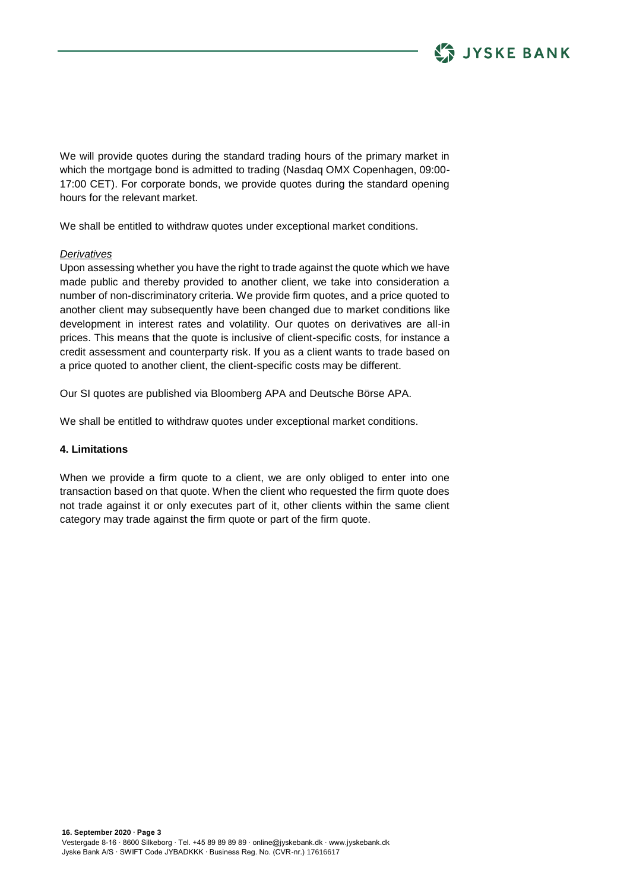We will provide quotes during the standard trading hours of the primary market in which the mortgage bond is admitted to trading (Nasdaq OMX Copenhagen, 09:00-17:00 CET). For corporate bonds, we provide quotes during the standard opening hours for the relevant market.

We shall be entitled to withdraw quotes under exceptional market conditions.

*Derivatives*

Upon assessing whether you have the right to trade against the quote which we have made public and thereby provided to another client, we take into consideration a number of non-discriminatory criteria. We provide firm quotes, and a price quoted to another client may subsequently have been changed due to market conditions like development in interest rates and volatility. Our quotes on derivatives are all-in prices. This means that the quote is inclusive of client-specific costs, for instance a credit assessment and counterparty risk. If you as a client wants to trade based on a price quoted to another client, the client-specific costs may be different.

Our SI quotes are published via Bloomberg APA and Deutsche Börse APA.

We shall be entitled to withdraw quotes under exceptional market conditions.

**4. Limitations**

When we provide a firm quote to a client, we are only obliged to enter into one transaction based on that quote. When the client who requested the firm quote does not trade against it or only executes part of it, other clients within the same client category may trade against the firm quote or part of the firm quote.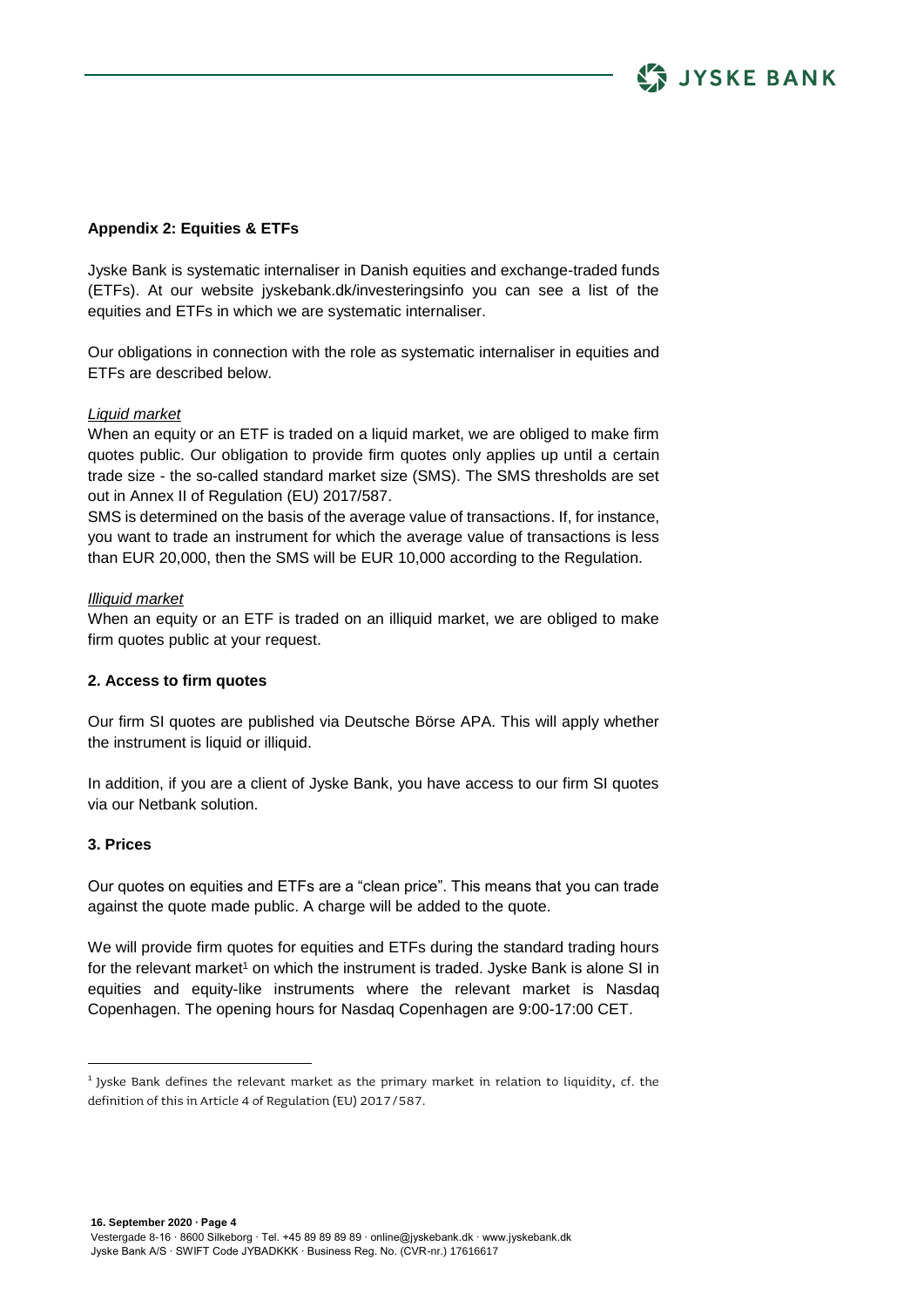**Appendix 2: Equities & ETFs**

Jyske Bank is systematic internaliser in Danish equities and exchange-traded funds (ETFs). At our website jyskebank.dk/investeringsinfo you can see a list of the equities and ETFs in which we are systematic internaliser.

Our obligations in connection with the role as systematic internaliser in equities and ETFs are described below.

*Liquid market*

When an equity or an ETF is traded on a liquid market, we are obliged to make firm quotes public. Our obligation to provide firm quotes only applies up until a certain trade size - the so-called standard market size (SMS). The SMS thresholds are set out in Annex II of Regulation (EU) 2017/587.

SMS is determined on the basis of the average value of transactions. If, for instance, you want to trade an instrument for which the average value of transactions is less than EUR 20,000, then the SMS will be EUR 10,000 according to the Regulation.

*Illiquid market*

When an equity or an ETF is traded on an illiquid market, we are obliged to make firm quotes public at your request.

**2. Access to firm quotes**

Our firm SI quotes are published via Deutsche Börse APA. This will apply whether the instrument is liquid or illiquid.

In addition, if you are a client of Jyske Bank, you have access to our firm SI quotes via our Netbank solution.

**3. Prices**

Our quotes on equities and ETFs are a "clean price". This means that you can trade against the quote made public. A charge will be added to the quote.

We will provide firm quotes for equities and ETFs during the standard trading hours for the relevant market[1] on which the instrument is traded. Jyske Bank is alone SI in equities and equity-like instruments where the relevant market is Nasdaq Copenhagen. The opening hours for Nasdaq Copenhagen are 9:00-17:00 CET.

---

[1] Jyske Bank defines the relevant market as the primary market in relation to liquidity, cf. the definition of this in Article 4 of Regulation (EU) 2017/587.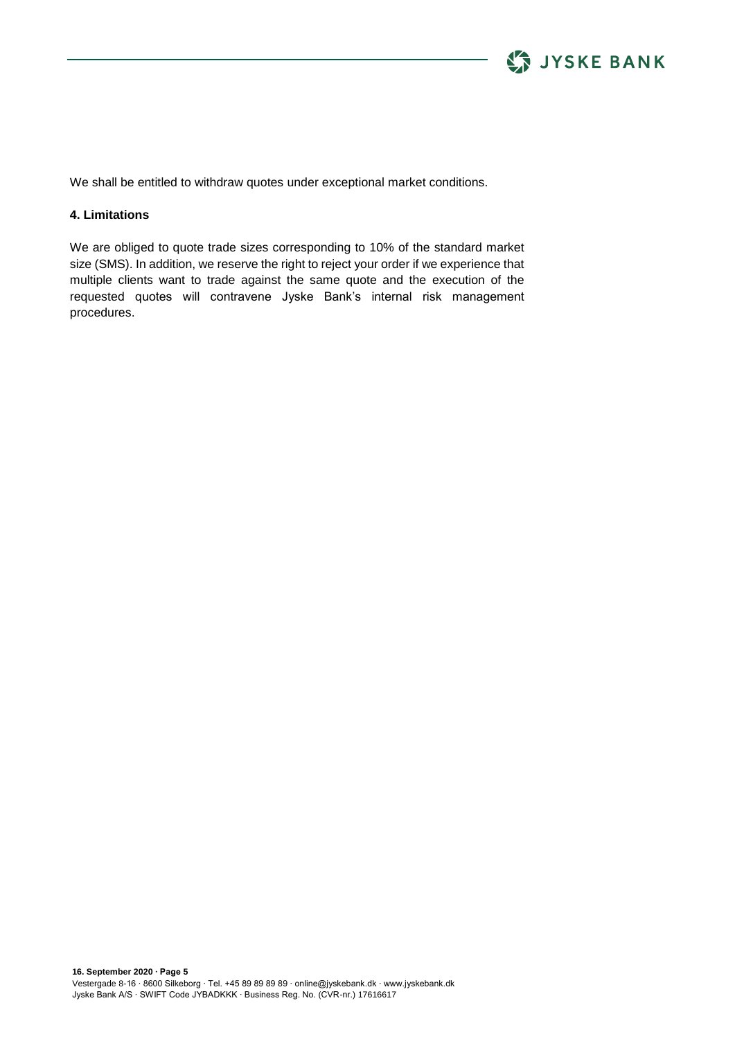We shall be entitled to withdraw quotes under exceptional market conditions.

### 4. Limitations

We are obliged to quote trade sizes corresponding to 10% of the standard market size (SMS). In addition, we reserve the right to reject your order if we experience that multiple clients want to trade against the same quote and the execution of the requested quotes will contravene Jyske Bank's internal risk management procedures.